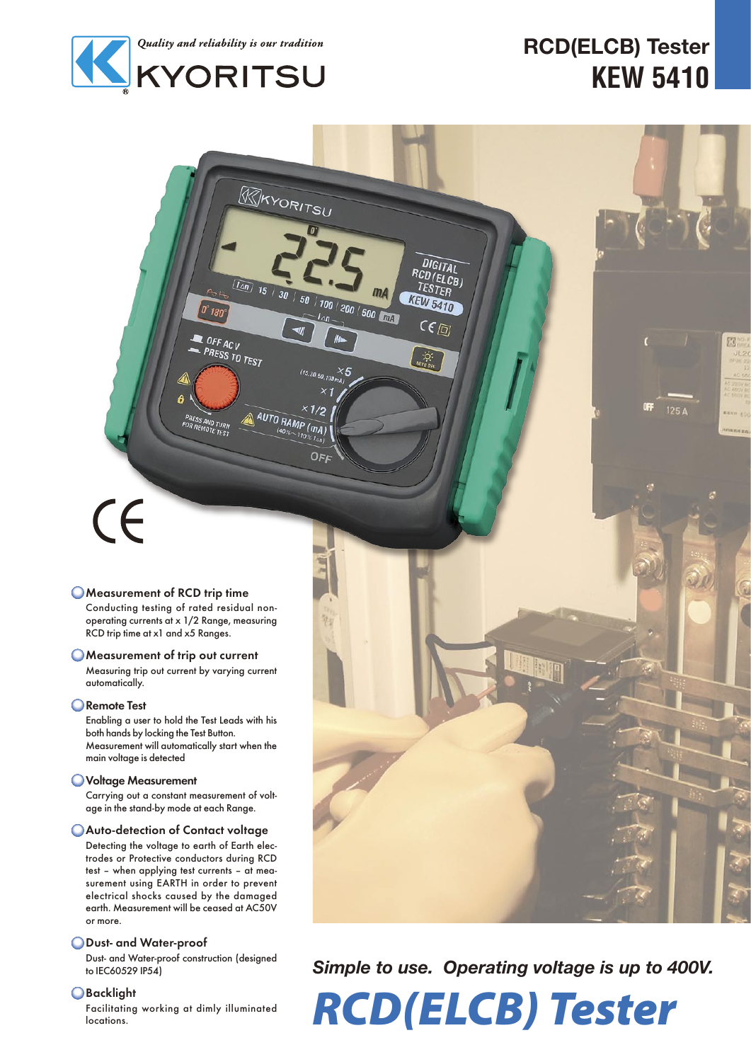Quality and reliability is our tradition

KYORITSU

# RCD(ELCB) Tester
# KEW 5410

### Measurement of RCD trip time

Conducting testing of rated residual non-operating currents at x 1/2 Range, measuring RCD trip time at x1 and x5 Ranges.

### Measurement of trip out current

Measuring trip out current by varying current automatically.

### Remote Test

Enabling a user to hold the Test Leads with his both hands by locking the Test Button. Measurement will automatically start when the main voltage is detected

### Voltage Measurement

Carrying out a constant measurement of voltage in the stand-by mode at each Range.

### Auto-detection of Contact voltage

Detecting the voltage to earth of Earth electrodes or Protective conductors during RCD test – when applying test currents – at measurement using EARTH in order to prevent electrical shocks caused by the damaged earth. Measurement will be ceased at AC50V or more.

### Dust- and Water-proof

Dust- and Water-proof construction (designed to IEC60529 IP54)

### Backlight

Facilitating working at dimly illuminated locations.

*Simple to use. Operating voltage is up to 400V.*

## *RCD(ELCB) Tester*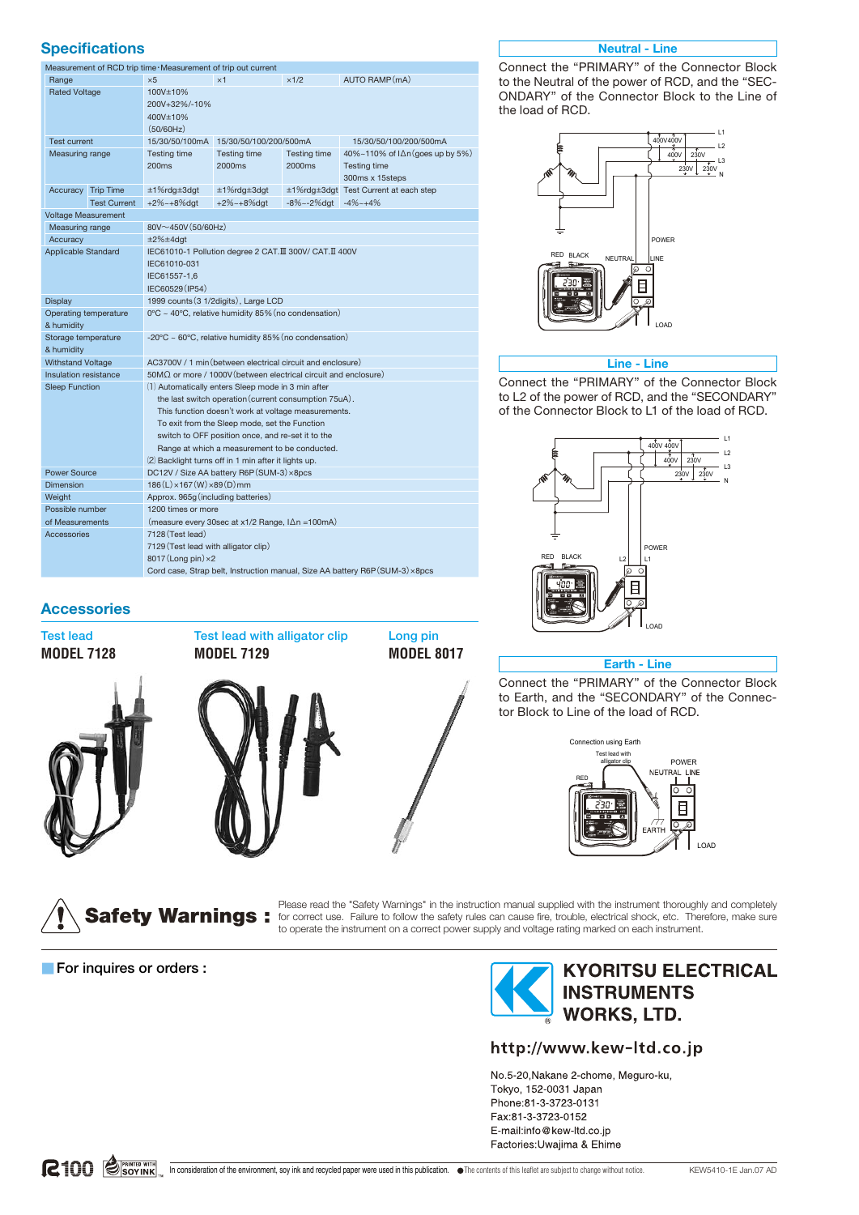## Specifications

| Measurement of RCD trip time・Measurement of trip out current | | | | | |
|---|---|---|---|---|---|
| Range | | ×5 | ×1 | ×1/2 | AUTO RAMP(mA) |
| Rated Voltage | | 100V±10%<br>200V+32%/-10%<br>400V±10%<br>(50/60Hz) | | | |
| Test current | | 15/30/50/100mA | 15/30/50/100/200/500mA | | 15/30/50/100/200/500mA |
| Measuring range | | Testing time 200ms | Testing time 2000ms | Testing time 2000ms | 40%~110% of IΔn(goes up by 5%) Testing time 300ms x 15steps |
| Accuracy | Trip Time | ±1%rdg±3dgt | ±1%rdg±3dgt | ±1%rdg±3dgt | Test Current at each step |
| | Test Current | +2%~+8%dgt | +2%~+8%dgt | -8%~-2%dgt | -4%~+4% |
| Voltage Measurement | | | | | |
| Measuring range | | 80V～450V (50/60Hz) | | | |
| Accuracy | | ±2%±4dgt | | | |
| Applicable Standard | | IEC61010-1 Pollution degree 2 CAT.Ⅲ 300V/ CAT.Ⅱ 400V<br>IEC61010-031<br>IEC61557-1,6<br>IEC60529(IP54) | | | |
| Display | | 1999 counts(3 1/2digits), Large LCD | | | |
| Operating temperature & humidity | | 0°C ~ 40°C, relative humidity 85% (no condensation) | | | |
| Storage temperature & humidity | | -20°C ~ 60°C, relative humidity 85% (no condensation) | | | |
| Withstand Voltage | | AC3700V / 1 min (between electrical circuit and enclosure) | | | |
| Insulation resistance | | 50MΩ or more / 1000V (between electrical circuit and enclosure) | | | |
| Sleep Function | | (1) Automatically enters Sleep mode in 3 min after the last switch operation (current consumption 75uA). This function doesn't work at voltage measurements. To exit from the Sleep mode, set the Function switch to OFF position once, and re-set it to the Range at which a measurement to be conducted.<br>(2) Backlight turns off in 1 min after it lights up. | | | |
| Power Source | | DC12V / Size AA battery R6P (SUM-3) ×8pcs | | | |
| Dimension | | 186 (L) ×167 (W) ×89 (D) mm | | | |
| Weight | | Approx. 965g (including batteries) | | | |
| Possible number of Measurements | | 1200 times or more<br>(measure every 30sec at x1/2 Range, IΔn =100mA) | | | |
| Accessories | | 7128 (Test lead)<br>7129 (Test lead with alligator clip)<br>8017 (Long pin) ×2<br>Cord case, Strap belt, Instruction manual, Size AA battery R6P (SUM-3) ×8pcs | | | |

## Accessories

**Test lead**
**MODEL 7128**

**Test lead with alligator clip**
**MODEL 7129**

**Long pin**
**MODEL 8017**

### Neutral - Line

Connect the "PRIMARY" of the Connector Block to the Neutral of the power of RCD, and the "SECONDARY" of the Connector Block to the Line of the load of RCD.

400V 400V
400V 230V
230V 230V
L1 L2 L3 N
POWER
RED BLACK NEUTRAL LINE
LOAD

### Line - Line

Connect the "PRIMARY" of the Connector Block to L2 of the power of RCD, and the "SECONDARY" of the Connector Block to L1 of the load of RCD.

400V 400V
400V 230V
230V 230V
L1 L2 L3 N
POWER
RED BLACK L2 L1
LOAD

### Earth - Line

Connect the "PRIMARY" of the Connector Block to Earth, and the "SECONDARY" of the Connector Block to Line of the load of RCD.

Connection using Earth
Test lead with alligator clip
POWER
RED NEUTRAL LINE
EARTH
LOAD

**Safety Warnings :** Please read the "Safety Warnings" in the instruction manual supplied with the instrument thoroughly and completely for correct use. Failure to follow the safety rules can cause fire, trouble, electrical shock, etc. Therefore, make sure to operate the instrument on a correct power supply and voltage rating marked on each instrument.

**For inquires or orders :**

**KYORITSU ELECTRICAL INSTRUMENTS WORKS, LTD.**

http://www.kew-ltd.co.jp

No.5-20,Nakane 2-chome, Meguro-ku,
Tokyo, 152-0031 Japan
Phone:81-3-3723-0131
Fax:81-3-3723-0152
E-mail:info@kew-ltd.co.jp
Factories:Uwajima & Ehime

In consideration of the environment, soy ink and recycled paper were used in this publication. ●The contents of this leaflet are subject to change without notice. KEW5410-1E Jan.07 AD